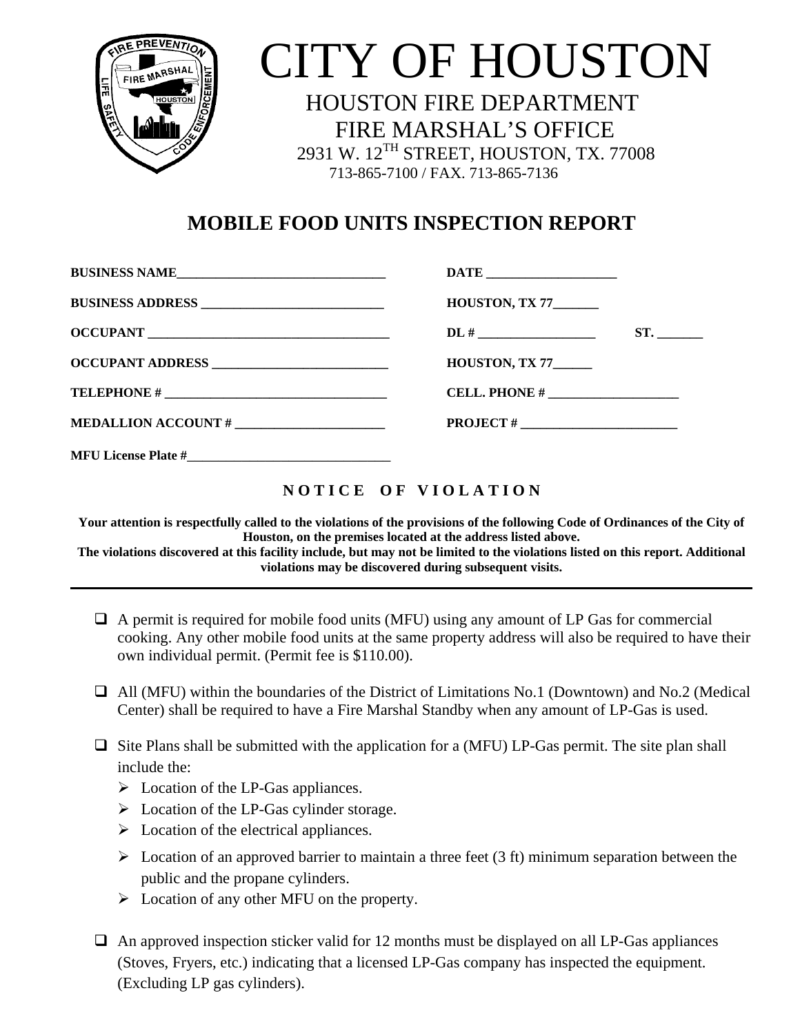# CITY OF HOUSTON

## HOUSTON FIRE DEPARTMENT
## FIRE MARSHAL'S OFFICE

2931 W. 12TH STREET, HOUSTON, TX. 77008
713-865-7100 / FAX. 713-865-7136

## MOBILE FOOD UNITS INSPECTION REPORT

**BUSINESS NAME**________________________________ **DATE** ____________________

**BUSINESS ADDRESS** ____________________________ **HOUSTON, TX 77**_______

**OCCUPANT** ______________________________________ **DL #** __________________ **ST.** _______

**OCCUPANT ADDRESS** ___________________________ **HOUSTON, TX 77**______

**TELEPHONE #** __________________________________ **CELL. PHONE #** ____________________

**MEDALLION ACCOUNT #** ________________________ **PROJECT #** _________________________

**MFU License Plate #**________________________________

**N O T I C E O F V I O L A T I O N**

**Your attention is respectfully called to the violations of the provisions of the following Code of Ordinances of the City of Houston, on the premises located at the address listed above.**
**The violations discovered at this facility include, but may not be limited to the violations listed on this report. Additional violations may be discovered during subsequent visits.**

---

- [ ] A permit is required for mobile food units (MFU) using any amount of LP Gas for commercial cooking. Any other mobile food units at the same property address will also be required to have their own individual permit. (Permit fee is $110.00).

- [ ] All (MFU) within the boundaries of the District of Limitations No.1 (Downtown) and No.2 (Medical Center) shall be required to have a Fire Marshal Standby when any amount of LP-Gas is used.

- [ ] Site Plans shall be submitted with the application for a (MFU) LP-Gas permit. The site plan shall include the:
  - Location of the LP-Gas appliances.
  - Location of the LP-Gas cylinder storage.
  - Location of the electrical appliances.
  - Location of an approved barrier to maintain a three feet (3 ft) minimum separation between the public and the propane cylinders.
  - Location of any other MFU on the property.

- [ ] An approved inspection sticker valid for 12 months must be displayed on all LP-Gas appliances (Stoves, Fryers, etc.) indicating that a licensed LP-Gas company has inspected the equipment. (Excluding LP gas cylinders).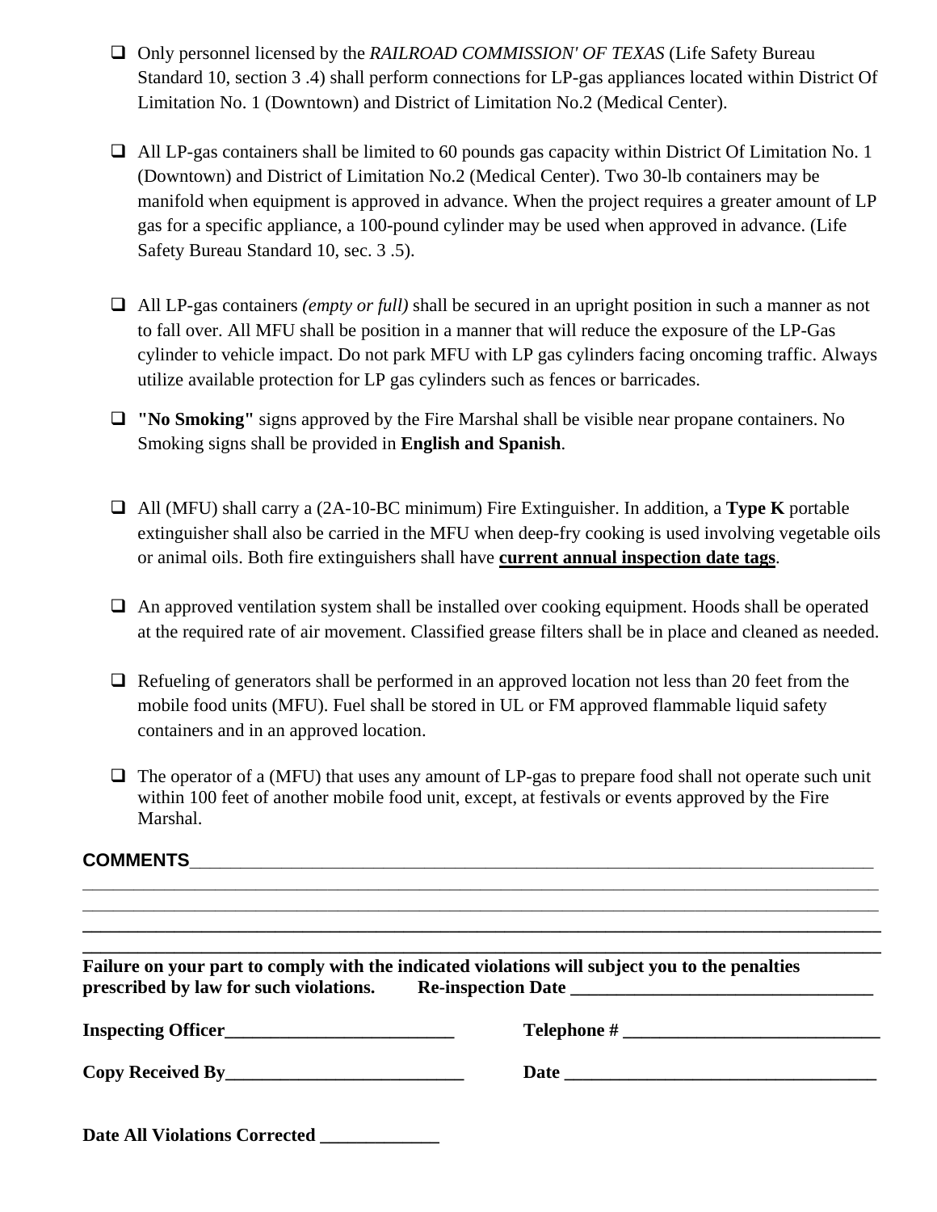- ☐ Only personnel licensed by the *RAILROAD COMMISSION' OF TEXAS* (Life Safety Bureau Standard 10, section 3 .4) shall perform connections for LP-gas appliances located within District Of Limitation No. 1 (Downtown) and District of Limitation No.2 (Medical Center).

- ☐ All LP-gas containers shall be limited to 60 pounds gas capacity within District Of Limitation No. 1 (Downtown) and District of Limitation No.2 (Medical Center). Two 30-lb containers may be manifold when equipment is approved in advance. When the project requires a greater amount of LP gas for a specific appliance, a 100-pound cylinder may be used when approved in advance. (Life Safety Bureau Standard 10, sec. 3 .5).

- ☐ All LP-gas containers *(empty or full)* shall be secured in an upright position in such a manner as not to fall over. All MFU shall be position in a manner that will reduce the exposure of the LP-Gas cylinder to vehicle impact. Do not park MFU with LP gas cylinders facing oncoming traffic. Always utilize available protection for LP gas cylinders such as fences or barricades.

- ☐ **"No Smoking"** signs approved by the Fire Marshal shall be visible near propane containers. No Smoking signs shall be provided in **English and Spanish**.

- ☐ All (MFU) shall carry a (2A-10-BC minimum) Fire Extinguisher. In addition, a **Type K** portable extinguisher shall also be carried in the MFU when deep-fry cooking is used involving vegetable oils or animal oils. Both fire extinguishers shall have **<u>current annual inspection date tags</u>**.

- ☐ An approved ventilation system shall be installed over cooking equipment. Hoods shall be operated at the required rate of air movement. Classified grease filters shall be in place and cleaned as needed.

- ☐ Refueling of generators shall be performed in an approved location not less than 20 feet from the mobile food units (MFU). Fuel shall be stored in UL or FM approved flammable liquid safety containers and in an approved location.

- ☐ The operator of a (MFU) that uses any amount of LP-gas to prepare food shall not operate such unit within 100 feet of another mobile food unit, except, at festivals or events approved by the Fire Marshal.

**COMMENTS**______________________________________________________________________________

_____________________________________________________________________________________

_____________________________________________________________________________________

_____________________________________________________________________________________

_____________________________________________________________________________________

**Failure on your part to comply with the indicated violations will subject you to the penalties prescribed by law for such violations. Re-inspection Date ________________________________**

**Inspecting Officer________________________ Telephone # ___________________________**

**Copy Received By_________________________ Date _________________________________**

**Date All Violations Corrected ____________**